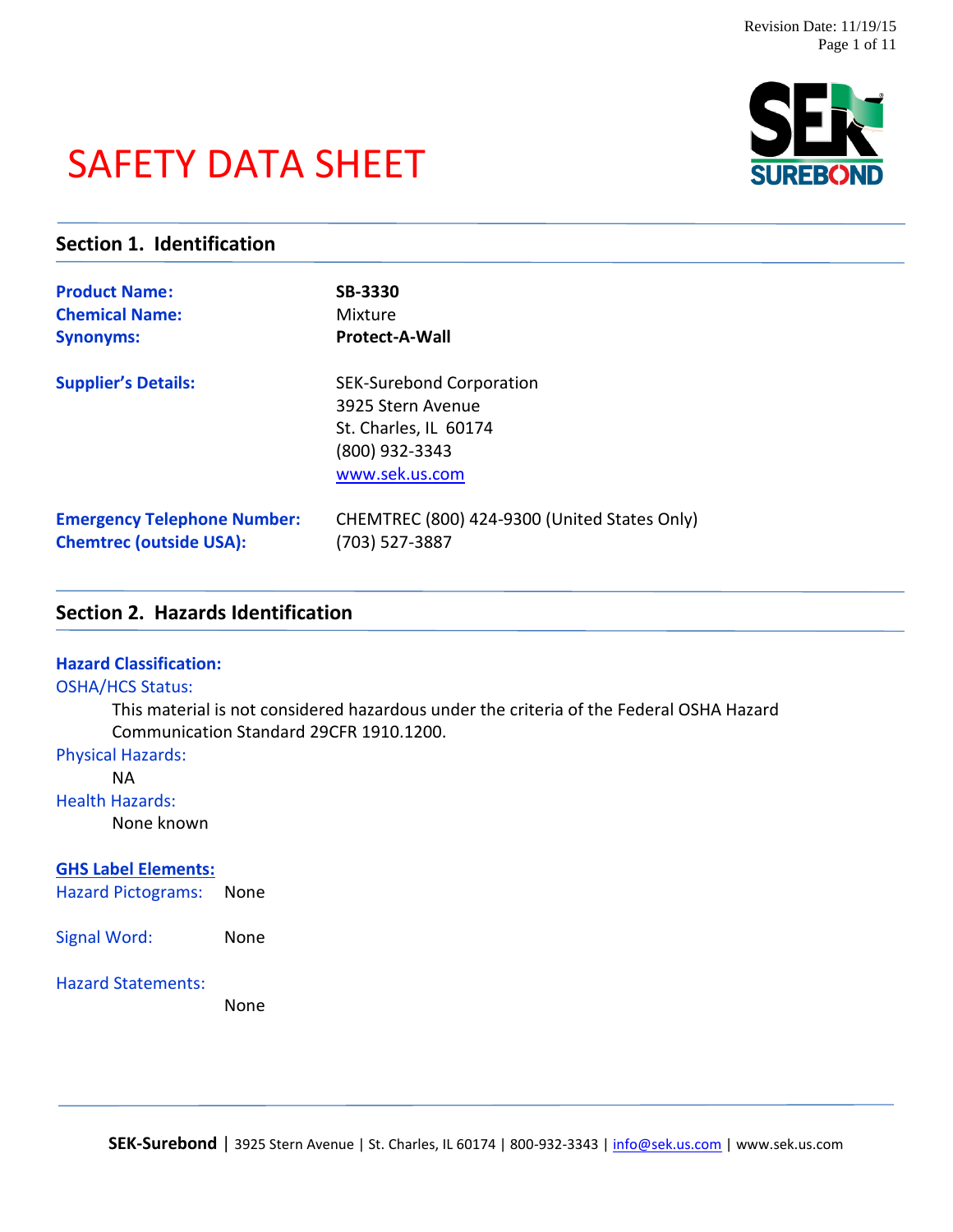# SAFETY DATA SHEET

## Section 1. Identification

**Product Name:** **SB-3330**

**Chemical Name:** Mixture

**Synonyms:** **Protect-A-Wall**

**Supplier's Details:**
SEK-Surebond Corporation
3925 Stern Avenue
St. Charles, IL 60174
(800) 932-3343
www.sek.us.com

**Emergency Telephone Number:** CHEMTREC (800) 424-9300 (United States Only)

**Chemtrec (outside USA):** (703) 527-3887

## Section 2. Hazards Identification

**Hazard Classification:**

OSHA/HCS Status:

This material is not considered hazardous under the criteria of the Federal OSHA Hazard Communication Standard 29CFR 1910.1200.

Physical Hazards:

NA

Health Hazards:

None known

**GHS Label Elements:**

Hazard Pictograms: None

Signal Word: None

Hazard Statements:

None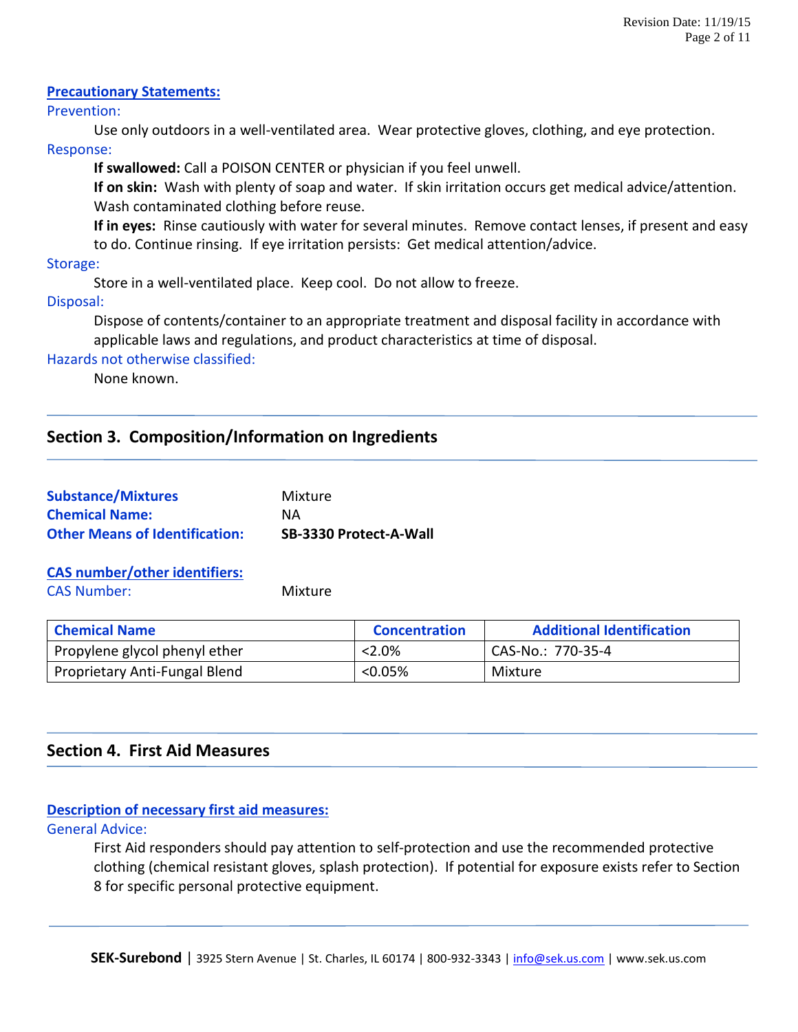**Precautionary Statements:**

Prevention:

Use only outdoors in a well-ventilated area. Wear protective gloves, clothing, and eye protection.

Response:

**If swallowed:** Call a POISON CENTER or physician if you feel unwell.

**If on skin:** Wash with plenty of soap and water. If skin irritation occurs get medical advice/attention. Wash contaminated clothing before reuse.

**If in eyes:** Rinse cautiously with water for several minutes. Remove contact lenses, if present and easy to do. Continue rinsing. If eye irritation persists: Get medical attention/advice.

Storage:

Store in a well-ventilated place. Keep cool. Do not allow to freeze.

Disposal:

Dispose of contents/container to an appropriate treatment and disposal facility in accordance with applicable laws and regulations, and product characteristics at time of disposal.

Hazards not otherwise classified:

None known.

## Section 3. Composition/Information on Ingredients

**Substance/Mixtures** Mixture
**Chemical Name:** NA
**Other Means of Identification:** **SB-3330 Protect-A-Wall**

**CAS number/other identifiers:**

CAS Number: Mixture

| Chemical Name | Concentration | Additional Identification |
|---|---|---|
| Propylene glycol phenyl ether | <2.0% | CAS-No.: 770-35-4 |
| Proprietary Anti-Fungal Blend | <0.05% | Mixture |

## Section 4. First Aid Measures

**Description of necessary first aid measures:**

General Advice:

First Aid responders should pay attention to self-protection and use the recommended protective clothing (chemical resistant gloves, splash protection). If potential for exposure exists refer to Section 8 for specific personal protective equipment.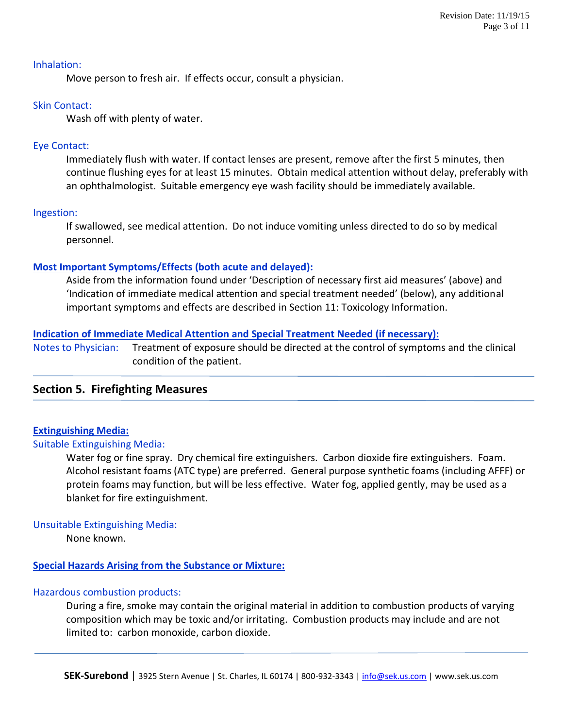### Inhalation:

Move person to fresh air. If effects occur, consult a physician.

### Skin Contact:

Wash off with plenty of water.

### Eye Contact:

Immediately flush with water. If contact lenses are present, remove after the first 5 minutes, then continue flushing eyes for at least 15 minutes. Obtain medical attention without delay, preferably with an ophthalmologist. Suitable emergency eye wash facility should be immediately available.

### Ingestion:

If swallowed, see medical attention. Do not induce vomiting unless directed to do so by medical personnel.

### Most Important Symptoms/Effects (both acute and delayed):

Aside from the information found under 'Description of necessary first aid measures' (above) and 'Indication of immediate medical attention and special treatment needed' (below), any additional important symptoms and effects are described in Section 11: Toxicology Information.

### Indication of Immediate Medical Attention and Special Treatment Needed (if necessary):

Notes to Physician: Treatment of exposure should be directed at the control of symptoms and the clinical condition of the patient.

## Section 5. Firefighting Measures

### Extinguishing Media:

#### Suitable Extinguishing Media:

Water fog or fine spray. Dry chemical fire extinguishers. Carbon dioxide fire extinguishers. Foam. Alcohol resistant foams (ATC type) are preferred. General purpose synthetic foams (including AFFF) or protein foams may function, but will be less effective. Water fog, applied gently, may be used as a blanket for fire extinguishment.

#### Unsuitable Extinguishing Media:

None known.

### Special Hazards Arising from the Substance or Mixture:

#### Hazardous combustion products:

During a fire, smoke may contain the original material in addition to combustion products of varying composition which may be toxic and/or irritating. Combustion products may include and are not limited to: carbon monoxide, carbon dioxide.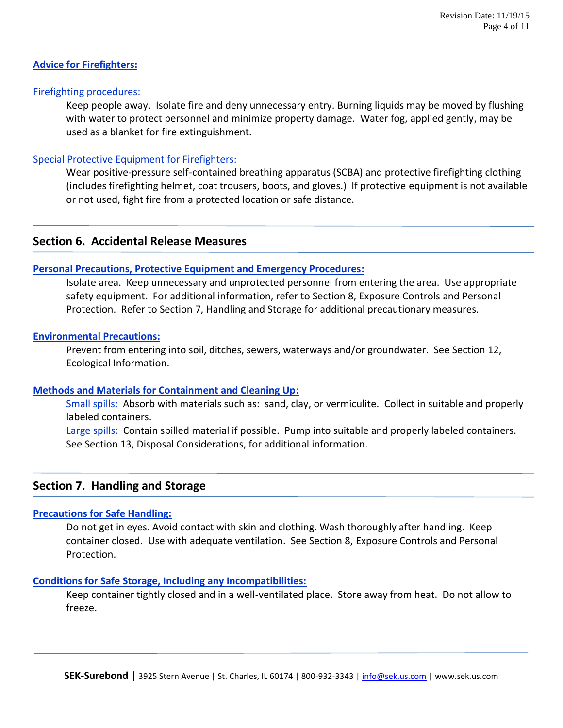### Advice for Firefighters:

#### Firefighting procedures:

Keep people away. Isolate fire and deny unnecessary entry. Burning liquids may be moved by flushing with water to protect personnel and minimize property damage. Water fog, applied gently, may be used as a blanket for fire extinguishment.

#### Special Protective Equipment for Firefighters:

Wear positive-pressure self-contained breathing apparatus (SCBA) and protective firefighting clothing (includes firefighting helmet, coat trousers, boots, and gloves.) If protective equipment is not available or not used, fight fire from a protected location or safe distance.

## Section 6. Accidental Release Measures

### Personal Precautions, Protective Equipment and Emergency Procedures:

Isolate area. Keep unnecessary and unprotected personnel from entering the area. Use appropriate safety equipment. For additional information, refer to Section 8, Exposure Controls and Personal Protection. Refer to Section 7, Handling and Storage for additional precautionary measures.

### Environmental Precautions:

Prevent from entering into soil, ditches, sewers, waterways and/or groundwater. See Section 12, Ecological Information.

### Methods and Materials for Containment and Cleaning Up:

Small spills: Absorb with materials such as: sand, clay, or vermiculite. Collect in suitable and properly labeled containers.

Large spills: Contain spilled material if possible. Pump into suitable and properly labeled containers. See Section 13, Disposal Considerations, for additional information.

## Section 7. Handling and Storage

### Precautions for Safe Handling:

Do not get in eyes. Avoid contact with skin and clothing. Wash thoroughly after handling. Keep container closed. Use with adequate ventilation. See Section 8, Exposure Controls and Personal Protection.

### Conditions for Safe Storage, Including any Incompatibilities:

Keep container tightly closed and in a well-ventilated place. Store away from heat. Do not allow to freeze.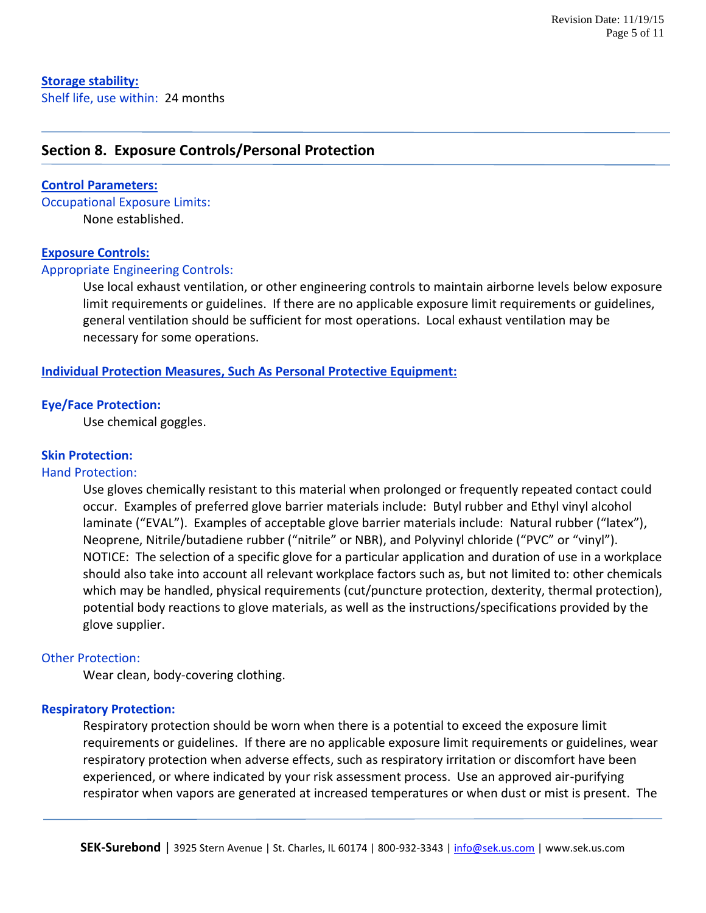**Storage stability:**

Shelf life, use within: 24 months

## Section 8. Exposure Controls/Personal Protection

**Control Parameters:**

Occupational Exposure Limits:

None established.

**Exposure Controls:**

Appropriate Engineering Controls:

Use local exhaust ventilation, or other engineering controls to maintain airborne levels below exposure limit requirements or guidelines. If there are no applicable exposure limit requirements or guidelines, general ventilation should be sufficient for most operations. Local exhaust ventilation may be necessary for some operations.

**Individual Protection Measures, Such As Personal Protective Equipment:**

**Eye/Face Protection:**

Use chemical goggles.

**Skin Protection:**

Hand Protection:

Use gloves chemically resistant to this material when prolonged or frequently repeated contact could occur. Examples of preferred glove barrier materials include: Butyl rubber and Ethyl vinyl alcohol laminate ("EVAL"). Examples of acceptable glove barrier materials include: Natural rubber ("latex"), Neoprene, Nitrile/butadiene rubber ("nitrile" or NBR), and Polyvinyl chloride ("PVC" or "vinyl"). NOTICE: The selection of a specific glove for a particular application and duration of use in a workplace should also take into account all relevant workplace factors such as, but not limited to: other chemicals which may be handled, physical requirements (cut/puncture protection, dexterity, thermal protection), potential body reactions to glove materials, as well as the instructions/specifications provided by the glove supplier.

Other Protection:

Wear clean, body-covering clothing.

**Respiratory Protection:**

Respiratory protection should be worn when there is a potential to exceed the exposure limit requirements or guidelines. If there are no applicable exposure limit requirements or guidelines, wear respiratory protection when adverse effects, such as respiratory irritation or discomfort have been experienced, or where indicated by your risk assessment process. Use an approved air-purifying respirator when vapors are generated at increased temperatures or when dust or mist is present. The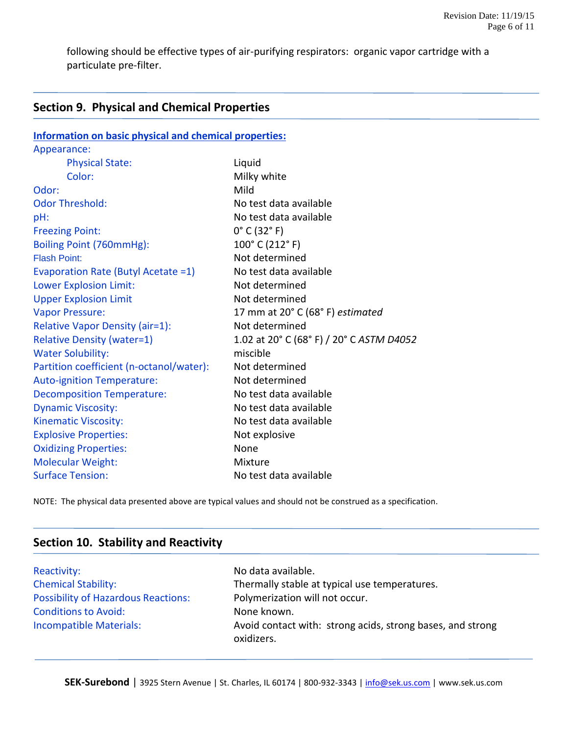following should be effective types of air-purifying respirators: organic vapor cartridge with a particulate pre-filter.

## Section 9. Physical and Chemical Properties

**Information on basic physical and chemical properties:**

| Property | Value |
|---|---|
| Appearance: | |
| Physical State: | Liquid |
| Color: | Milky white |
| Odor: | Mild |
| Odor Threshold: | No test data available |
| pH: | No test data available |
| Freezing Point: | 0° C (32° F) |
| Boiling Point (760mmHg): | 100° C (212° F) |
| Flash Point: | Not determined |
| Evaporation Rate (Butyl Acetate =1) | No test data available |
| Lower Explosion Limit: | Not determined |
| Upper Explosion Limit | Not determined |
| Vapor Pressure: | 17 mm at 20° C (68° F) *estimated* |
| Relative Vapor Density (air=1): | Not determined |
| Relative Density (water=1) | 1.02 at 20° C (68° F) / 20° C *ASTM D4052* |
| Water Solubility: | miscible |
| Partition coefficient (n-octanol/water): | Not determined |
| Auto-ignition Temperature: | Not determined |
| Decomposition Temperature: | No test data available |
| Dynamic Viscosity: | No test data available |
| Kinematic Viscosity: | No test data available |
| Explosive Properties: | Not explosive |
| Oxidizing Properties: | None |
| Molecular Weight: | Mixture |
| Surface Tension: | No test data available |

NOTE: The physical data presented above are typical values and should not be construed as a specification.

## Section 10. Stability and Reactivity

| Property | Value |
|---|---|
| Reactivity: | No data available. |
| Chemical Stability: | Thermally stable at typical use temperatures. |
| Possibility of Hazardous Reactions: | Polymerization will not occur. |
| Conditions to Avoid: | None known. |
| Incompatible Materials: | Avoid contact with: strong acids, strong bases, and strong oxidizers. |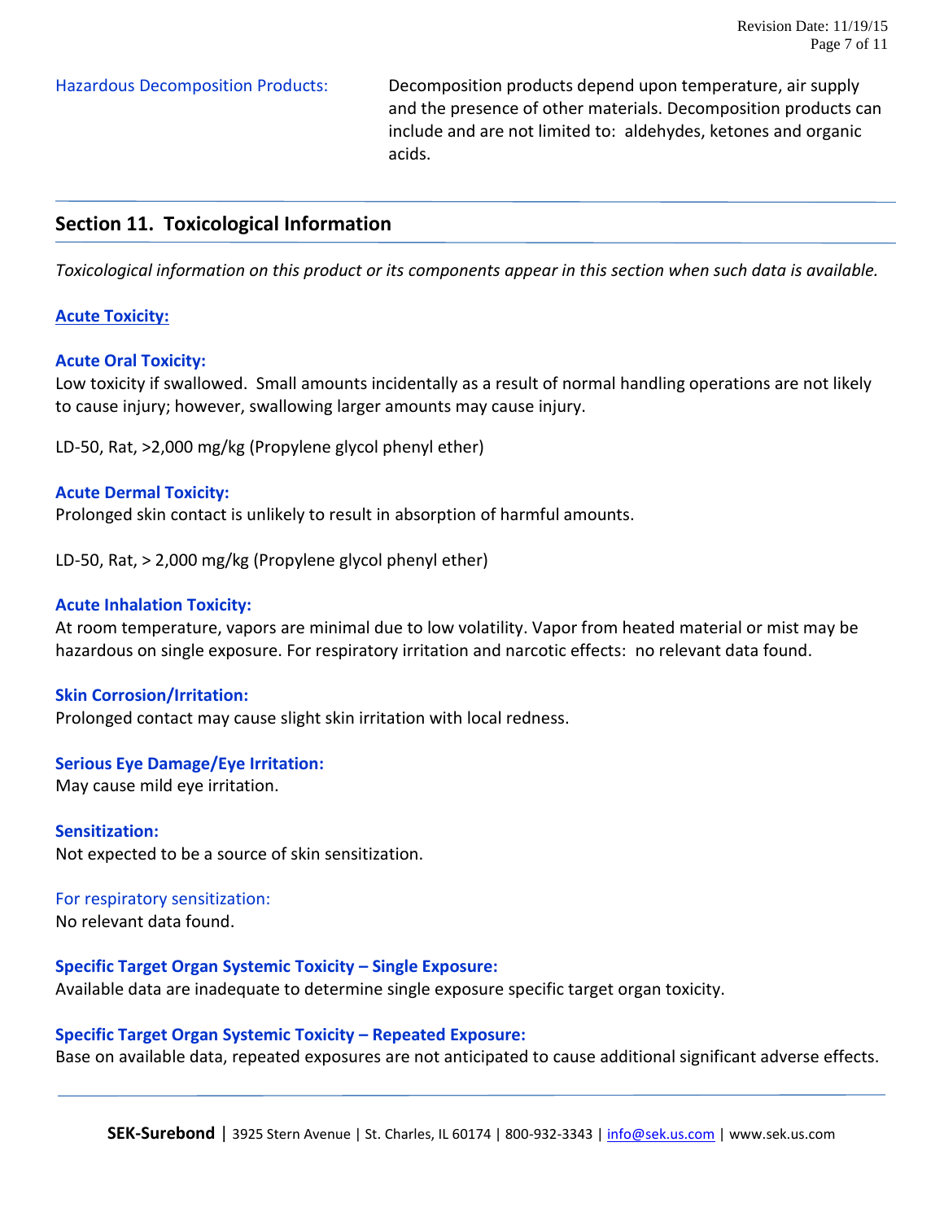Hazardous Decomposition Products: Decomposition products depend upon temperature, air supply and the presence of other materials. Decomposition products can include and are not limited to: aldehydes, ketones and organic acids.

## Section 11. Toxicological Information

*Toxicological information on this product or its components appear in this section when such data is available.*

### Acute Toxicity:

**Acute Oral Toxicity:**
Low toxicity if swallowed. Small amounts incidentally as a result of normal handling operations are not likely to cause injury; however, swallowing larger amounts may cause injury.

LD-50, Rat, >2,000 mg/kg (Propylene glycol phenyl ether)

**Acute Dermal Toxicity:**
Prolonged skin contact is unlikely to result in absorption of harmful amounts.

LD-50, Rat, > 2,000 mg/kg (Propylene glycol phenyl ether)

**Acute Inhalation Toxicity:**
At room temperature, vapors are minimal due to low volatility. Vapor from heated material or mist may be hazardous on single exposure. For respiratory irritation and narcotic effects: no relevant data found.

**Skin Corrosion/Irritation:**
Prolonged contact may cause slight skin irritation with local redness.

**Serious Eye Damage/Eye Irritation:**
May cause mild eye irritation.

**Sensitization:**
Not expected to be a source of skin sensitization.

For respiratory sensitization:
No relevant data found.

**Specific Target Organ Systemic Toxicity – Single Exposure:**
Available data are inadequate to determine single exposure specific target organ toxicity.

**Specific Target Organ Systemic Toxicity – Repeated Exposure:**
Base on available data, repeated exposures are not anticipated to cause additional significant adverse effects.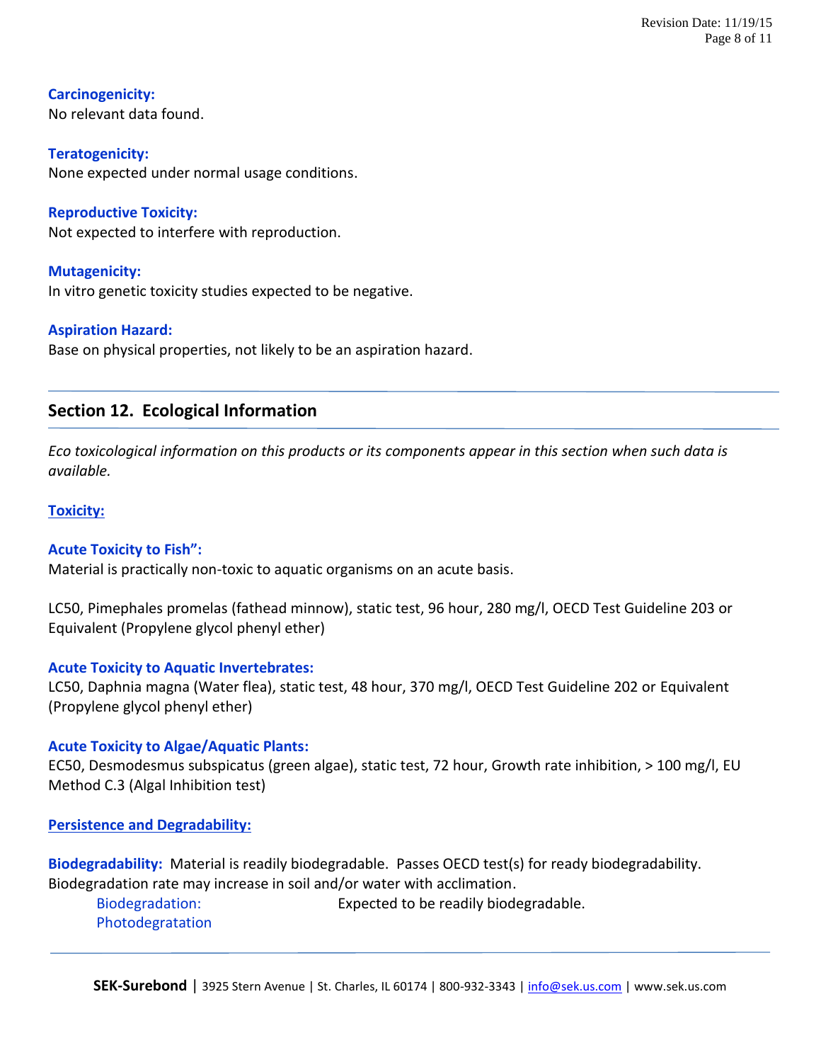**Carcinogenicity:**
No relevant data found.

**Teratogenicity:**
None expected under normal usage conditions.

**Reproductive Toxicity:**
Not expected to interfere with reproduction.

**Mutagenicity:**
In vitro genetic toxicity studies expected to be negative.

**Aspiration Hazard:**
Base on physical properties, not likely to be an aspiration hazard.

## Section 12. Ecological Information

*Eco toxicological information on this products or its components appear in this section when such data is available.*

**Toxicity:**

**Acute Toxicity to Fish":**
Material is practically non-toxic to aquatic organisms on an acute basis.

LC50, Pimephales promelas (fathead minnow), static test, 96 hour, 280 mg/l, OECD Test Guideline 203 or Equivalent (Propylene glycol phenyl ether)

**Acute Toxicity to Aquatic Invertebrates:**
LC50, Daphnia magna (Water flea), static test, 48 hour, 370 mg/l, OECD Test Guideline 202 or Equivalent (Propylene glycol phenyl ether)

**Acute Toxicity to Algae/Aquatic Plants:**
EC50, Desmodesmus subspicatus (green algae), static test, 72 hour, Growth rate inhibition, > 100 mg/l, EU Method C.3 (Algal Inhibition test)

**Persistence and Degradability:**

**Biodegradability:** Material is readily biodegradable. Passes OECD test(s) for ready biodegradability. Biodegradation rate may increase in soil and/or water with acclimation.

Biodegradation: Expected to be readily biodegradable.
Photodegratation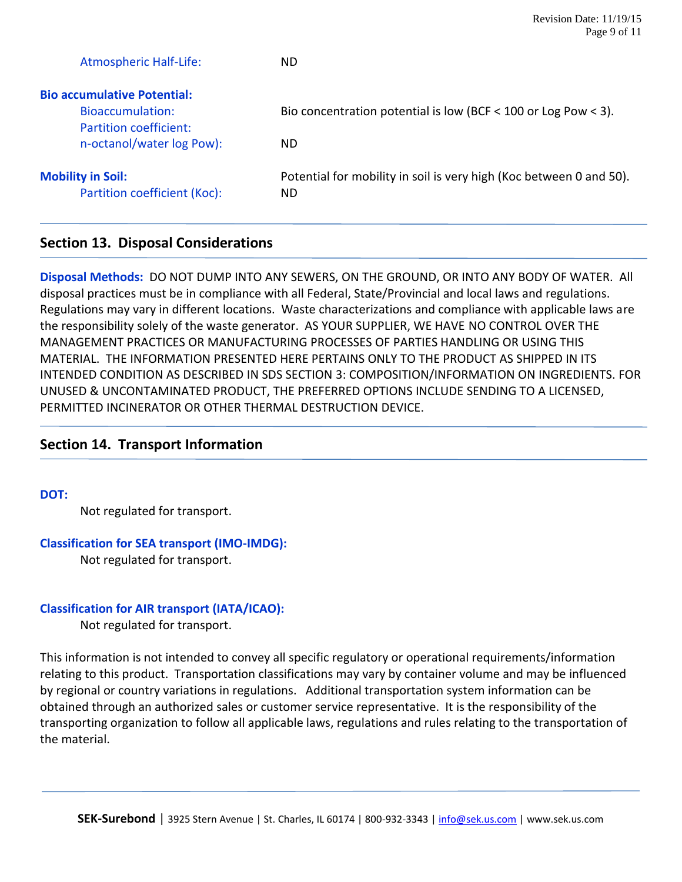Atmospheric Half-Life: ND

**Bio accumulative Potential:**

Bioaccumulation: Bio concentration potential is low (BCF < 100 or Log Pow < 3).

Partition coefficient: n-octanol/water log Pow): ND

**Mobility in Soil:** Potential for mobility in soil is very high (Koc between 0 and 50).

Partition coefficient (Koc): ND

## Section 13. Disposal Considerations

**Disposal Methods:** DO NOT DUMP INTO ANY SEWERS, ON THE GROUND, OR INTO ANY BODY OF WATER. All disposal practices must be in compliance with all Federal, State/Provincial and local laws and regulations. Regulations may vary in different locations. Waste characterizations and compliance with applicable laws are the responsibility solely of the waste generator. AS YOUR SUPPLIER, WE HAVE NO CONTROL OVER THE MANAGEMENT PRACTICES OR MANUFACTURING PROCESSES OF PARTIES HANDLING OR USING THIS MATERIAL. THE INFORMATION PRESENTED HERE PERTAINS ONLY TO THE PRODUCT AS SHIPPED IN ITS INTENDED CONDITION AS DESCRIBED IN SDS SECTION 3: COMPOSITION/INFORMATION ON INGREDIENTS. FOR UNUSED & UNCONTAMINATED PRODUCT, THE PREFERRED OPTIONS INCLUDE SENDING TO A LICENSED, PERMITTED INCINERATOR OR OTHER THERMAL DESTRUCTION DEVICE.

## Section 14. Transport Information

**DOT:**

Not regulated for transport.

**Classification for SEA transport (IMO-IMDG):**

Not regulated for transport.

**Classification for AIR transport (IATA/ICAO):**

Not regulated for transport.

This information is not intended to convey all specific regulatory or operational requirements/information relating to this product. Transportation classifications may vary by container volume and may be influenced by regional or country variations in regulations. Additional transportation system information can be obtained through an authorized sales or customer service representative. It is the responsibility of the transporting organization to follow all applicable laws, regulations and rules relating to the transportation of the material.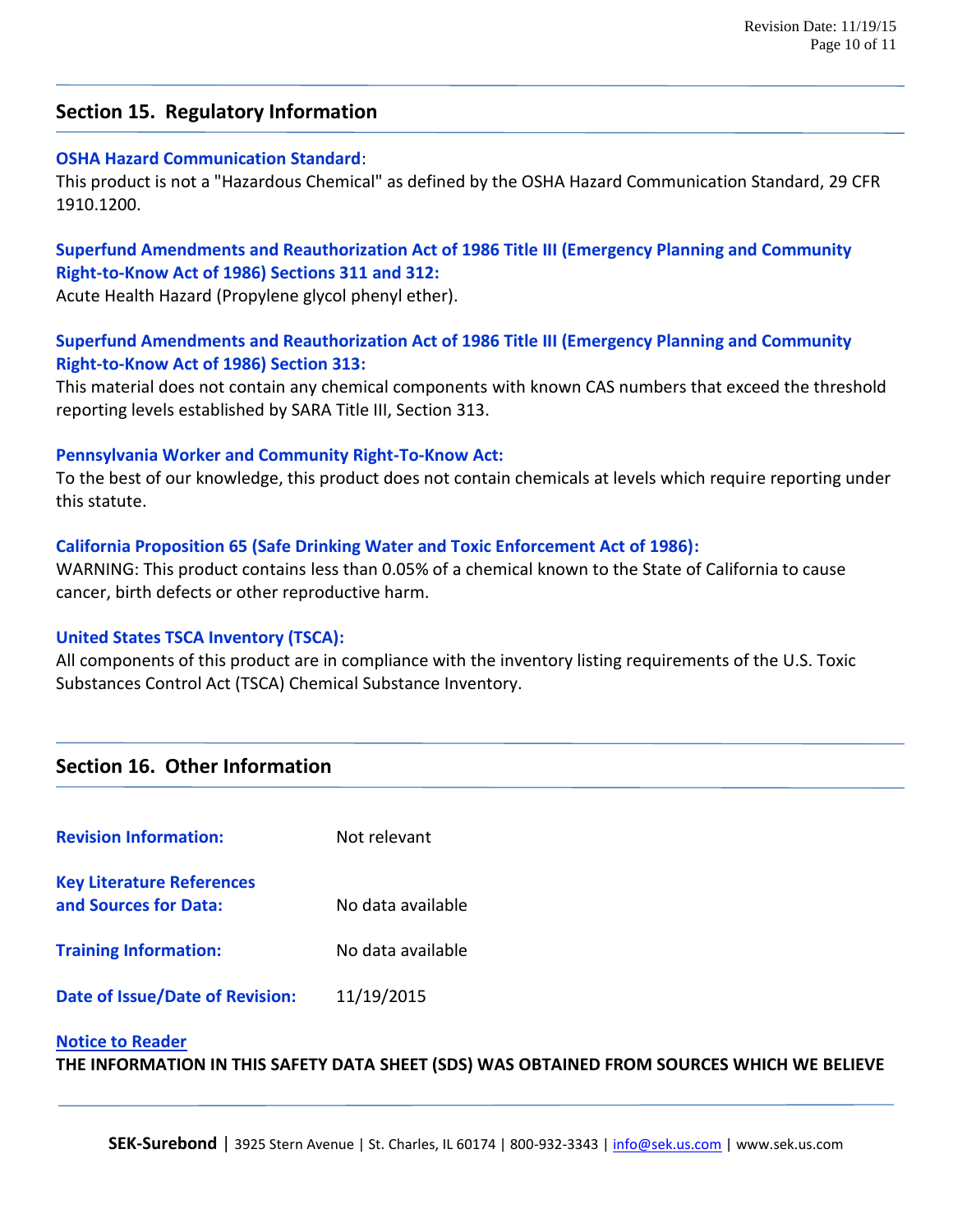## Section 15. Regulatory Information

**OSHA Hazard Communication Standard**:
This product is not a "Hazardous Chemical" as defined by the OSHA Hazard Communication Standard, 29 CFR 1910.1200.

**Superfund Amendments and Reauthorization Act of 1986 Title III (Emergency Planning and Community Right-to-Know Act of 1986) Sections 311 and 312:**
Acute Health Hazard (Propylene glycol phenyl ether).

**Superfund Amendments and Reauthorization Act of 1986 Title III (Emergency Planning and Community Right-to-Know Act of 1986) Section 313:**
This material does not contain any chemical components with known CAS numbers that exceed the threshold reporting levels established by SARA Title III, Section 313.

**Pennsylvania Worker and Community Right-To-Know Act:**
To the best of our knowledge, this product does not contain chemicals at levels which require reporting under this statute.

**California Proposition 65 (Safe Drinking Water and Toxic Enforcement Act of 1986):**
WARNING: This product contains less than 0.05% of a chemical known to the State of California to cause cancer, birth defects or other reproductive harm.

**United States TSCA Inventory (TSCA):**
All components of this product are in compliance with the inventory listing requirements of the U.S. Toxic Substances Control Act (TSCA) Chemical Substance Inventory.

## Section 16. Other Information

**Revision Information:** Not relevant

**Key Literature References and Sources for Data:** No data available

**Training Information:** No data available

**Date of Issue/Date of Revision:** 11/19/2015

**Notice to Reader**
**THE INFORMATION IN THIS SAFETY DATA SHEET (SDS) WAS OBTAINED FROM SOURCES WHICH WE BELIEVE**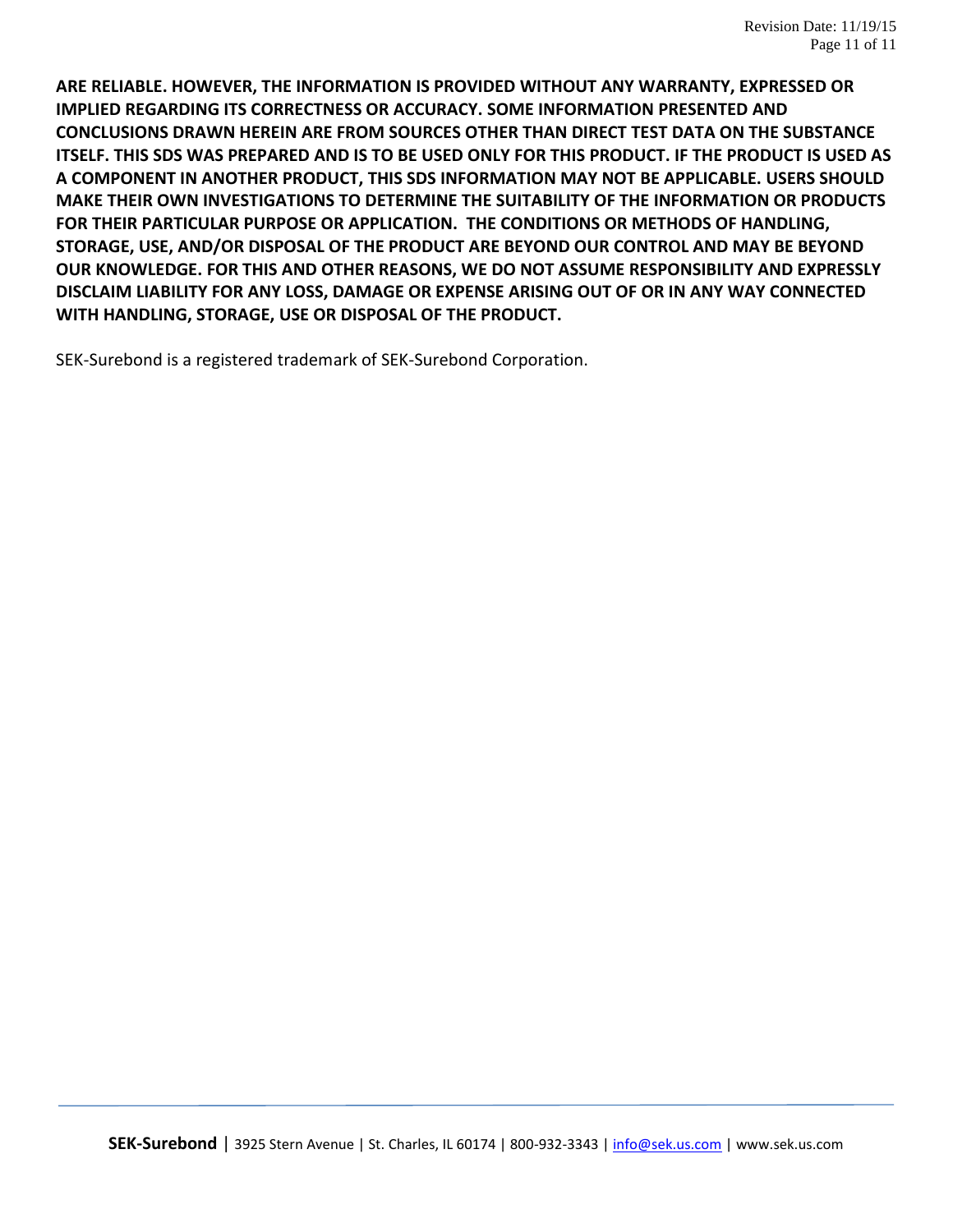**ARE RELIABLE. HOWEVER, THE INFORMATION IS PROVIDED WITHOUT ANY WARRANTY, EXPRESSED OR IMPLIED REGARDING ITS CORRECTNESS OR ACCURACY. SOME INFORMATION PRESENTED AND CONCLUSIONS DRAWN HEREIN ARE FROM SOURCES OTHER THAN DIRECT TEST DATA ON THE SUBSTANCE ITSELF. THIS SDS WAS PREPARED AND IS TO BE USED ONLY FOR THIS PRODUCT. IF THE PRODUCT IS USED AS A COMPONENT IN ANOTHER PRODUCT, THIS SDS INFORMATION MAY NOT BE APPLICABLE. USERS SHOULD MAKE THEIR OWN INVESTIGATIONS TO DETERMINE THE SUITABILITY OF THE INFORMATION OR PRODUCTS FOR THEIR PARTICULAR PURPOSE OR APPLICATION. THE CONDITIONS OR METHODS OF HANDLING, STORAGE, USE, AND/OR DISPOSAL OF THE PRODUCT ARE BEYOND OUR CONTROL AND MAY BE BEYOND OUR KNOWLEDGE. FOR THIS AND OTHER REASONS, WE DO NOT ASSUME RESPONSIBILITY AND EXPRESSLY DISCLAIM LIABILITY FOR ANY LOSS, DAMAGE OR EXPENSE ARISING OUT OF OR IN ANY WAY CONNECTED WITH HANDLING, STORAGE, USE OR DISPOSAL OF THE PRODUCT.**

SEK-Surebond is a registered trademark of SEK-Surebond Corporation.